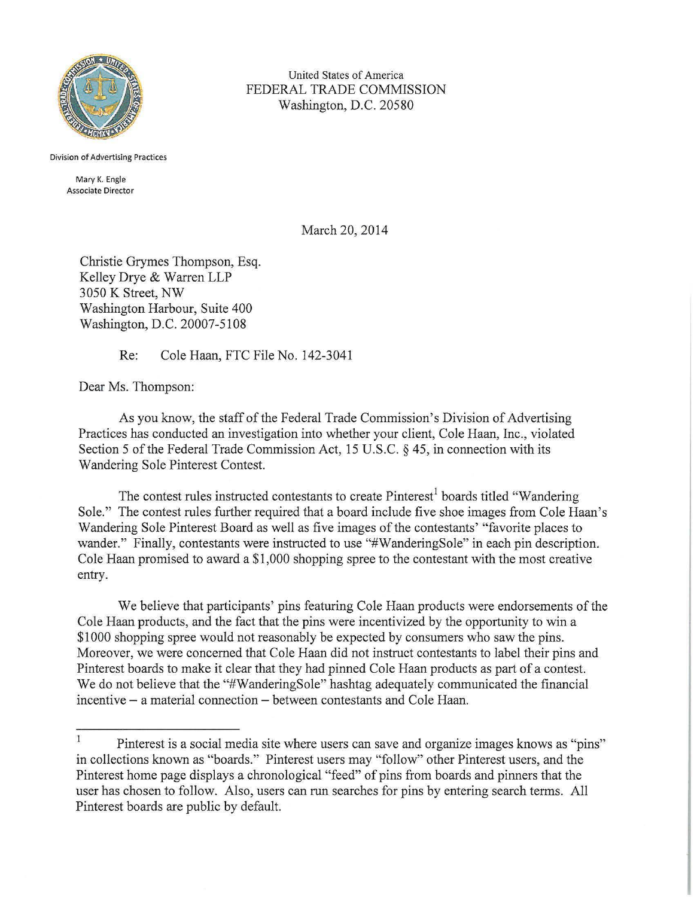United States of America
FEDERAL TRADE COMMISSION
Washington, D.C. 20580

Division of Advertising Practices

Mary K. Engle
Associate Director

March 20, 2014

Christie Grymes Thompson, Esq.
Kelley Drye & Warren LLP
3050 K Street, NW
Washington Harbour, Suite 400
Washington, D.C. 20007-5108

Re: Cole Haan, FTC File No. 142-3041

Dear Ms. Thompson:

As you know, the staff of the Federal Trade Commission's Division of Advertising Practices has conducted an investigation into whether your client, Cole Haan, Inc., violated Section 5 of the Federal Trade Commission Act, 15 U.S.C. § 45, in connection with its Wandering Sole Pinterest Contest.

The contest rules instructed contestants to create Pinterest[1] boards titled "Wandering Sole." The contest rules further required that a board include five shoe images from Cole Haan's Wandering Sole Pinterest Board as well as five images of the contestants' "favorite places to wander." Finally, contestants were instructed to use "#WanderingSole" in each pin description. Cole Haan promised to award a $1,000 shopping spree to the contestant with the most creative entry.

We believe that participants' pins featuring Cole Haan products were endorsements of the Cole Haan products, and the fact that the pins were incentivized by the opportunity to win a $1000 shopping spree would not reasonably be expected by consumers who saw the pins. Moreover, we were concerned that Cole Haan did not instruct contestants to label their pins and Pinterest boards to make it clear that they had pinned Cole Haan products as part of a contest. We do not believe that the "#WanderingSole" hashtag adequately communicated the financial incentive – a material connection – between contestants and Cole Haan.

---

[1] Pinterest is a social media site where users can save and organize images knows as "pins" in collections known as "boards." Pinterest users may "follow" other Pinterest users, and the Pinterest home page displays a chronological "feed" of pins from boards and pinners that the user has chosen to follow. Also, users can run searches for pins by entering search terms. All Pinterest boards are public by default.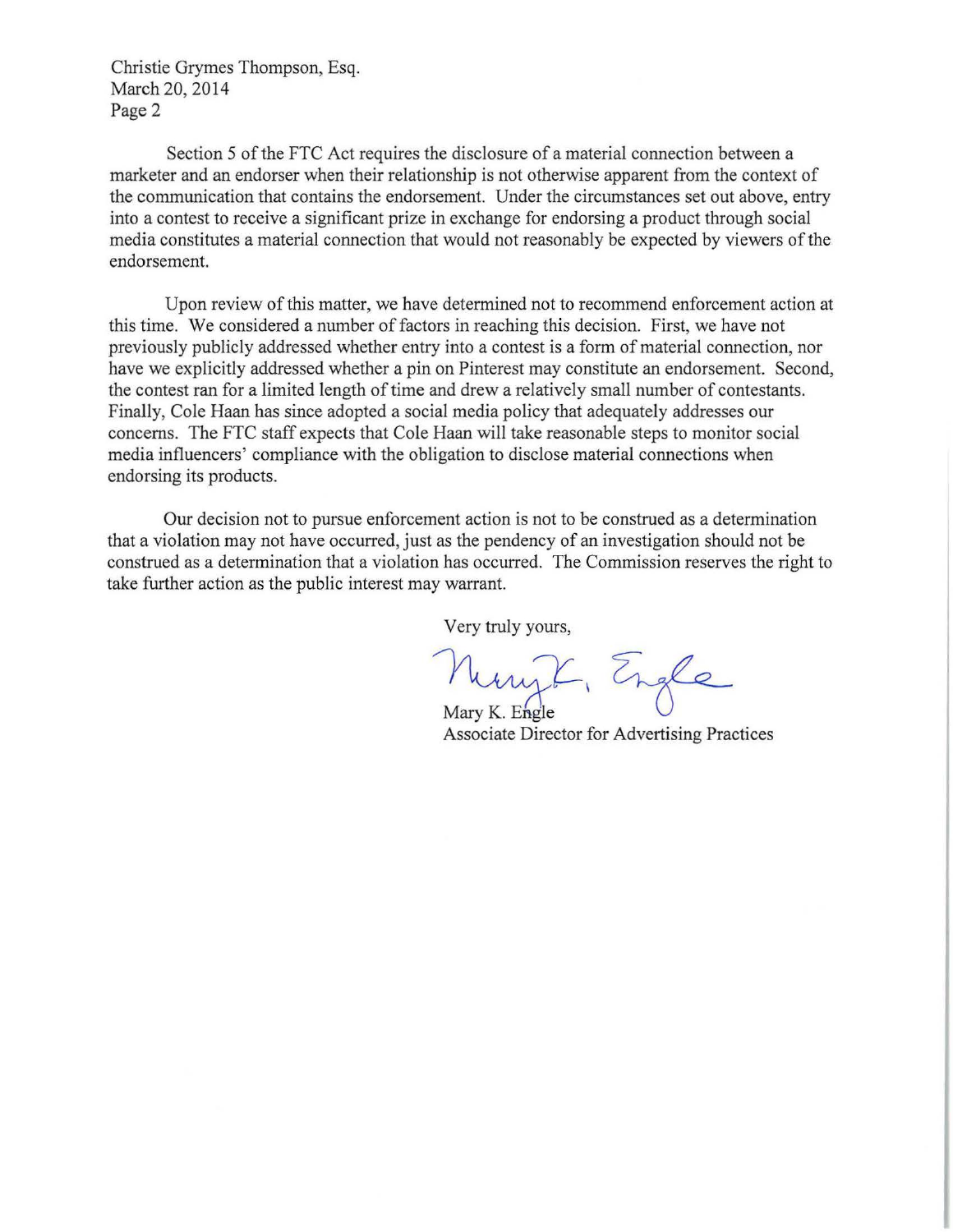Christie Grymes Thompson, Esq.
March 20, 2014
Page 2

Section 5 of the FTC Act requires the disclosure of a material connection between a marketer and an endorser when their relationship is not otherwise apparent from the context of the communication that contains the endorsement. Under the circumstances set out above, entry into a contest to receive a significant prize in exchange for endorsing a product through social media constitutes a material connection that would not reasonably be expected by viewers of the endorsement.

Upon review of this matter, we have determined not to recommend enforcement action at this time. We considered a number of factors in reaching this decision. First, we have not previously publicly addressed whether entry into a contest is a form of material connection, nor have we explicitly addressed whether a pin on Pinterest may constitute an endorsement. Second, the contest ran for a limited length of time and drew a relatively small number of contestants. Finally, Cole Haan has since adopted a social media policy that adequately addresses our concerns. The FTC staff expects that Cole Haan will take reasonable steps to monitor social media influencers' compliance with the obligation to disclose material connections when endorsing its products.

Our decision not to pursue enforcement action is not to be construed as a determination that a violation may not have occurred, just as the pendency of an investigation should not be construed as a determination that a violation has occurred. The Commission reserves the right to take further action as the public interest may warrant.

Very truly yours,

Mary K. Engle

Mary K. Engle
Associate Director for Advertising Practices